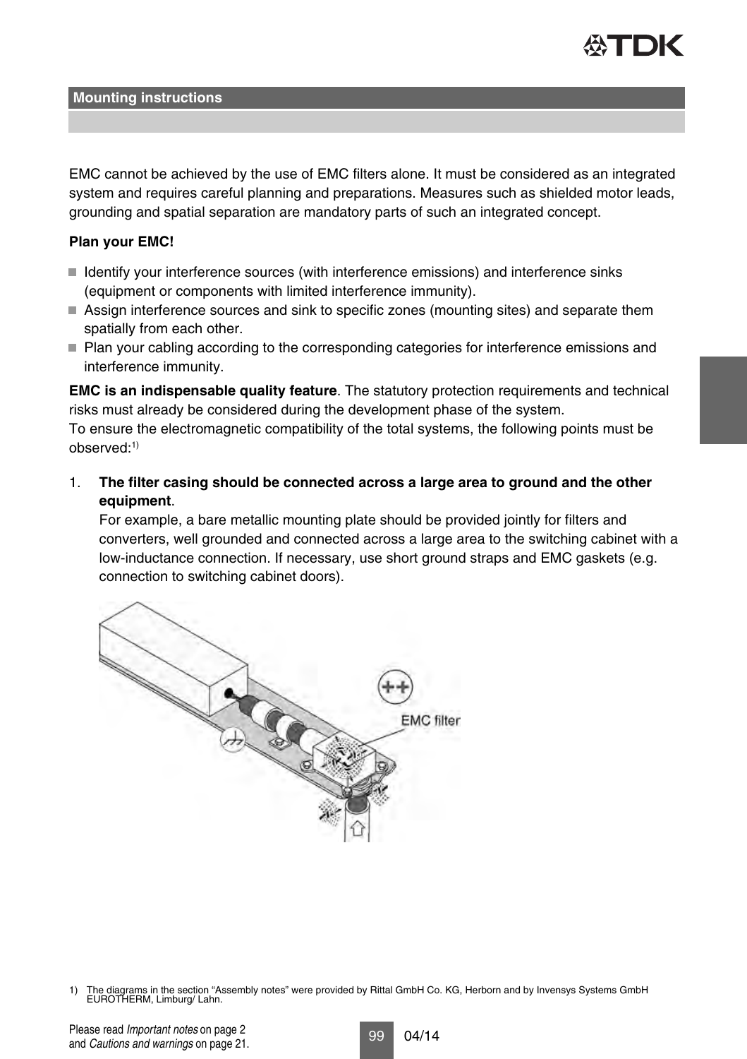## Mounting instructions

EMC cannot be achieved by the use of EMC filters alone. It must be considered as an integrated system and requires careful planning and preparations. Measures such as shielded motor leads, grounding and spatial separation are mandatory parts of such an integrated concept.

**Plan your EMC!**

- Identify your interference sources (with interference emissions) and interference sinks (equipment or components with limited interference immunity).
- Assign interference sources and sink to specific zones (mounting sites) and separate them spatially from each other.
- Plan your cabling according to the corresponding categories for interference emissions and interference immunity.

**EMC is an indispensable quality feature**. The statutory protection requirements and technical risks must already be considered during the development phase of the system.
To ensure the electromagnetic compatibility of the total systems, the following points must be observed:[1)]

1. **The filter casing should be connected across a large area to ground and the other equipment**.
   For example, a bare metallic mounting plate should be provided jointly for filters and converters, well grounded and connected across a large area to the switching cabinet with a low-inductance connection. If necessary, use short ground straps and EMC gaskets (e.g. connection to switching cabinet doors).

EMC filter

1) The diagrams in the section “Assembly notes” were provided by Rittal GmbH Co. KG, Herborn and by Invensys Systems GmbH EUROTHERM, Limburg/ Lahn.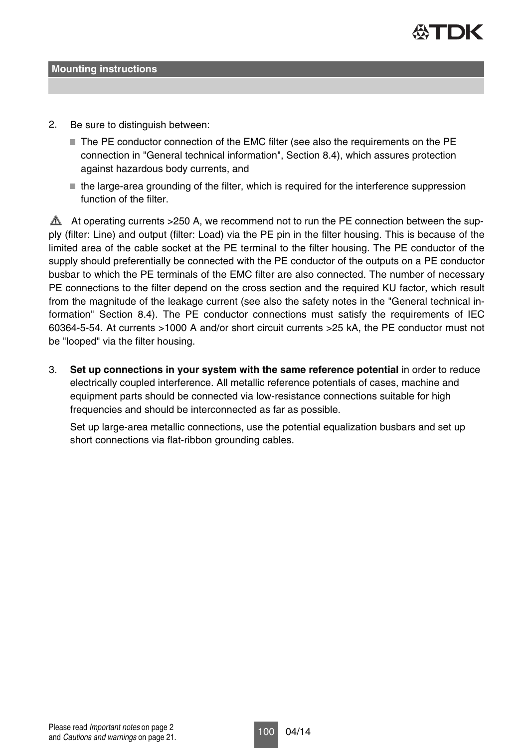## Mounting instructions

2. Be sure to distinguish between:
   - The PE conductor connection of the EMC filter (see also the requirements on the PE connection in "General technical information", Section 8.4), which assures protection against hazardous body currents, and
   - the large-area grounding of the filter, which is required for the interference suppression function of the filter.

⚠ At operating currents >250 A, we recommend not to run the PE connection between the supply (filter: Line) and output (filter: Load) via the PE pin in the filter housing. This is because of the limited area of the cable socket at the PE terminal to the filter housing. The PE conductor of the supply should preferentially be connected with the PE conductor of the outputs on a PE conductor busbar to which the PE terminals of the EMC filter are also connected. The number of necessary PE connections to the filter depend on the cross section and the required KU factor, which result from the magnitude of the leakage current (see also the safety notes in the "General technical information" Section 8.4). The PE conductor connections must satisfy the requirements of IEC 60364-5-54. At currents >1000 A and/or short circuit currents >25 kA, the PE conductor must not be "looped" via the filter housing.

3. **Set up connections in your system with the same reference potential** in order to reduce electrically coupled interference. All metallic reference potentials of cases, machine and equipment parts should be connected via low-resistance connections suitable for high frequencies and should be interconnected as far as possible.

   Set up large-area metallic connections, use the potential equalization busbars and set up short connections via flat-ribbon grounding cables.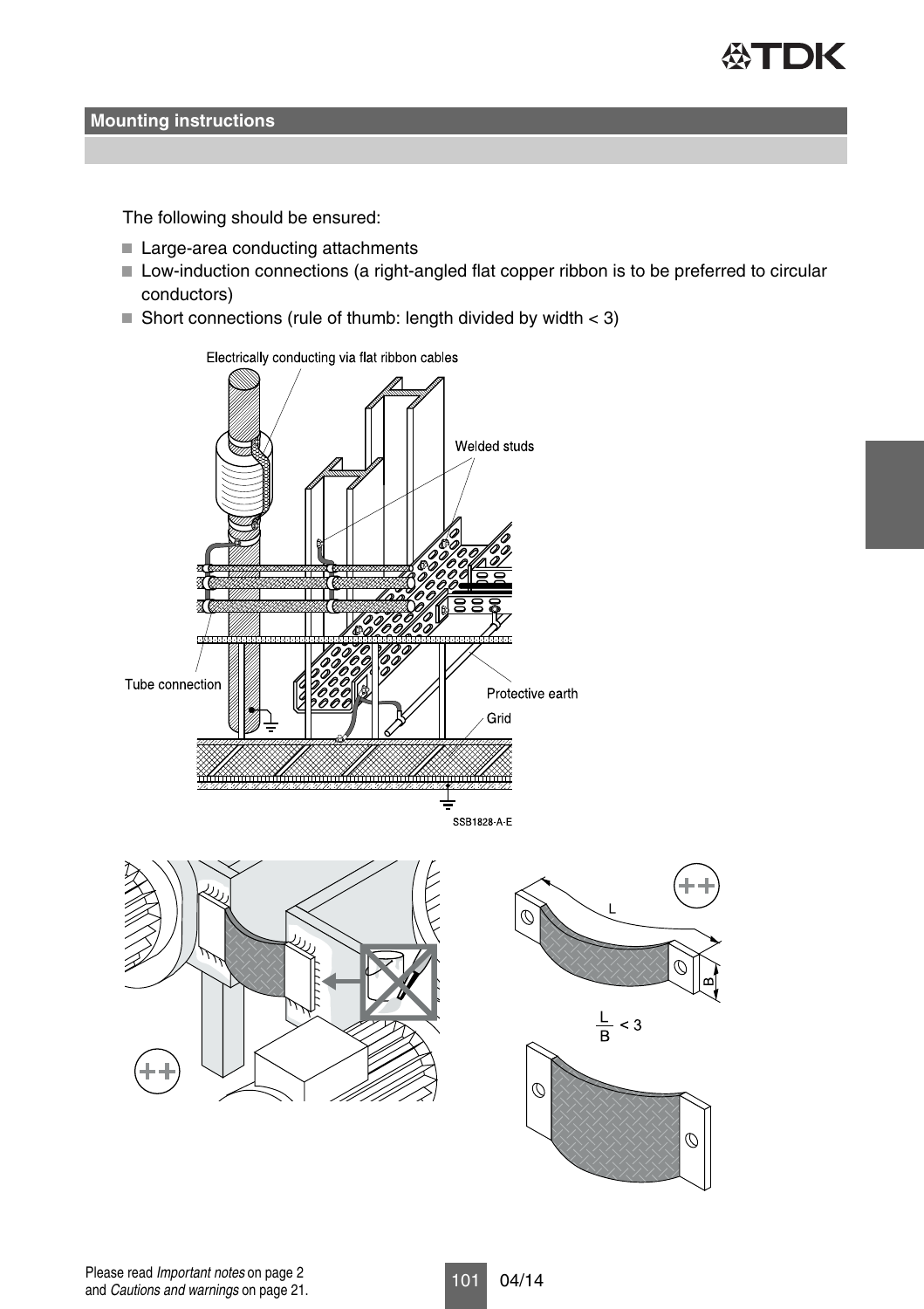## Mounting instructions

The following should be ensured:

- Large-area conducting attachments
- Low-induction connections (a right-angled flat copper ribbon is to be preferred to circular conductors)
- Short connections (rule of thumb: length divided by width < 3)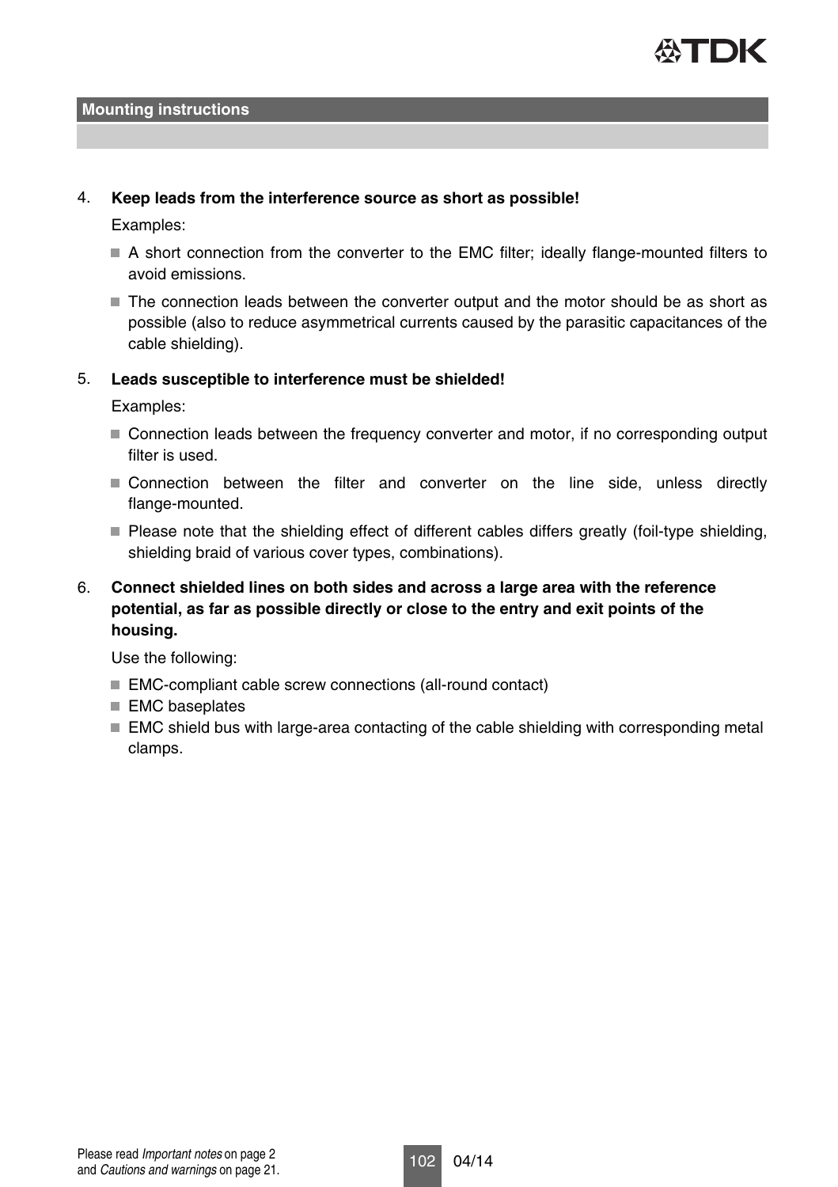## Mounting instructions

4. **Keep leads from the interference source as short as possible!**

   Examples:

   - A short connection from the converter to the EMC filter; ideally flange-mounted filters to avoid emissions.
   - The connection leads between the converter output and the motor should be as short as possible (also to reduce asymmetrical currents caused by the parasitic capacitances of the cable shielding).

5. **Leads susceptible to interference must be shielded!**

   Examples:

   - Connection leads between the frequency converter and motor, if no corresponding output filter is used.
   - Connection between the filter and converter on the line side, unless directly flange-mounted.
   - Please note that the shielding effect of different cables differs greatly (foil-type shielding, shielding braid of various cover types, combinations).

6. **Connect shielded lines on both sides and across a large area with the reference potential, as far as possible directly or close to the entry and exit points of the housing.**

   Use the following:

   - EMC-compliant cable screw connections (all-round contact)
   - EMC baseplates
   - EMC shield bus with large-area contacting of the cable shielding with corresponding metal clamps.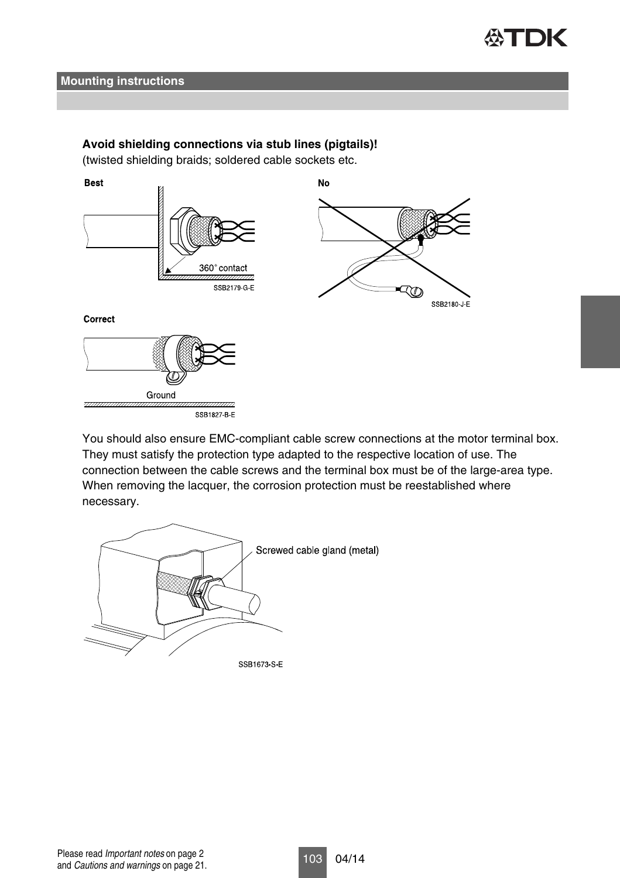## Mounting instructions

**Avoid shielding connections via stub lines (pigtails)!**
(twisted shielding braids; soldered cable sockets etc.

Best

360° contact

SSB2179-G-E

No

SSB2180-J-E

Correct

Ground

SSB1827-B-E

You should also ensure EMC-compliant cable screw connections at the motor terminal box. They must satisfy the protection type adapted to the respective location of use. The connection between the cable screws and the terminal box must be of the large-area type. When removing the lacquer, the corrosion protection must be reestablished where necessary.

Screwed cable gland (metal)

SSB1673-S-E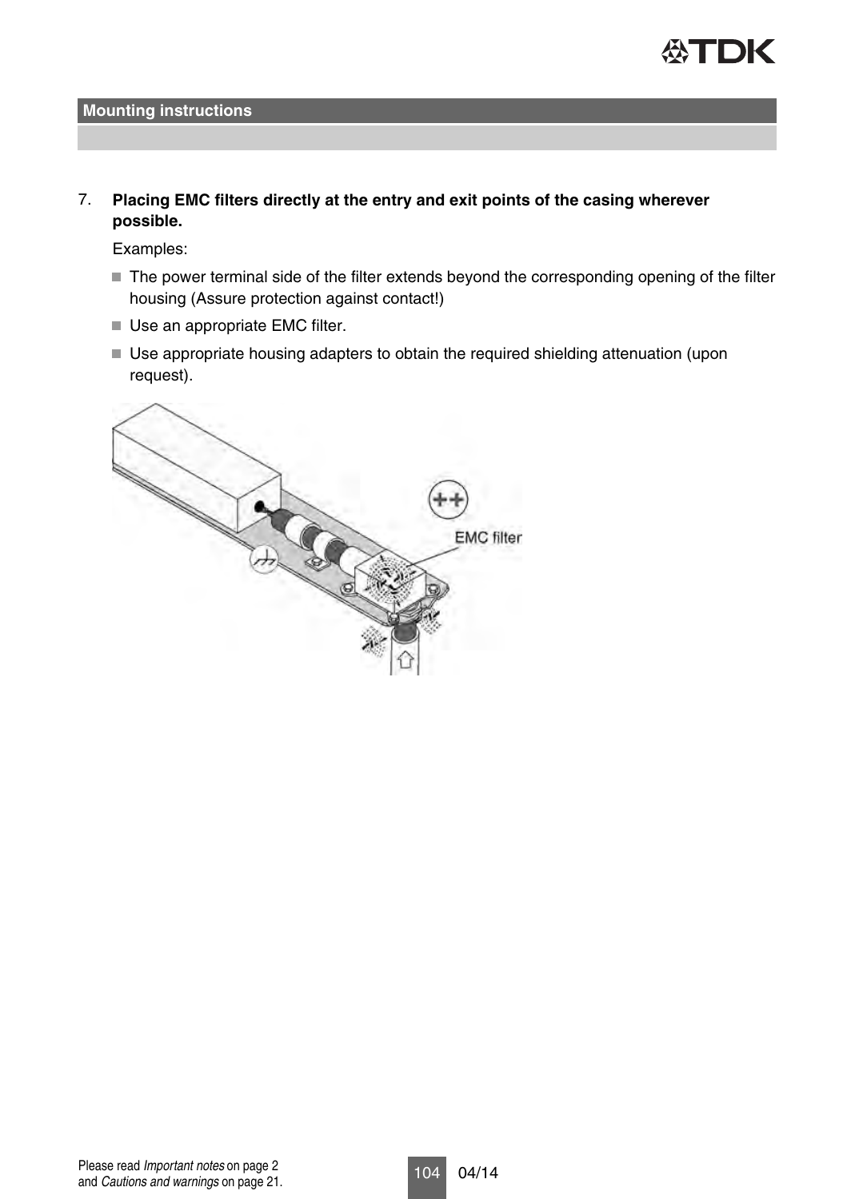## Mounting instructions

7. **Placing EMC filters directly at the entry and exit points of the casing wherever possible.**

   Examples:

   - The power terminal side of the filter extends beyond the corresponding opening of the filter housing (Assure protection against contact!)
   - Use an appropriate EMC filter.
   - Use appropriate housing adapters to obtain the required shielding attenuation (upon request).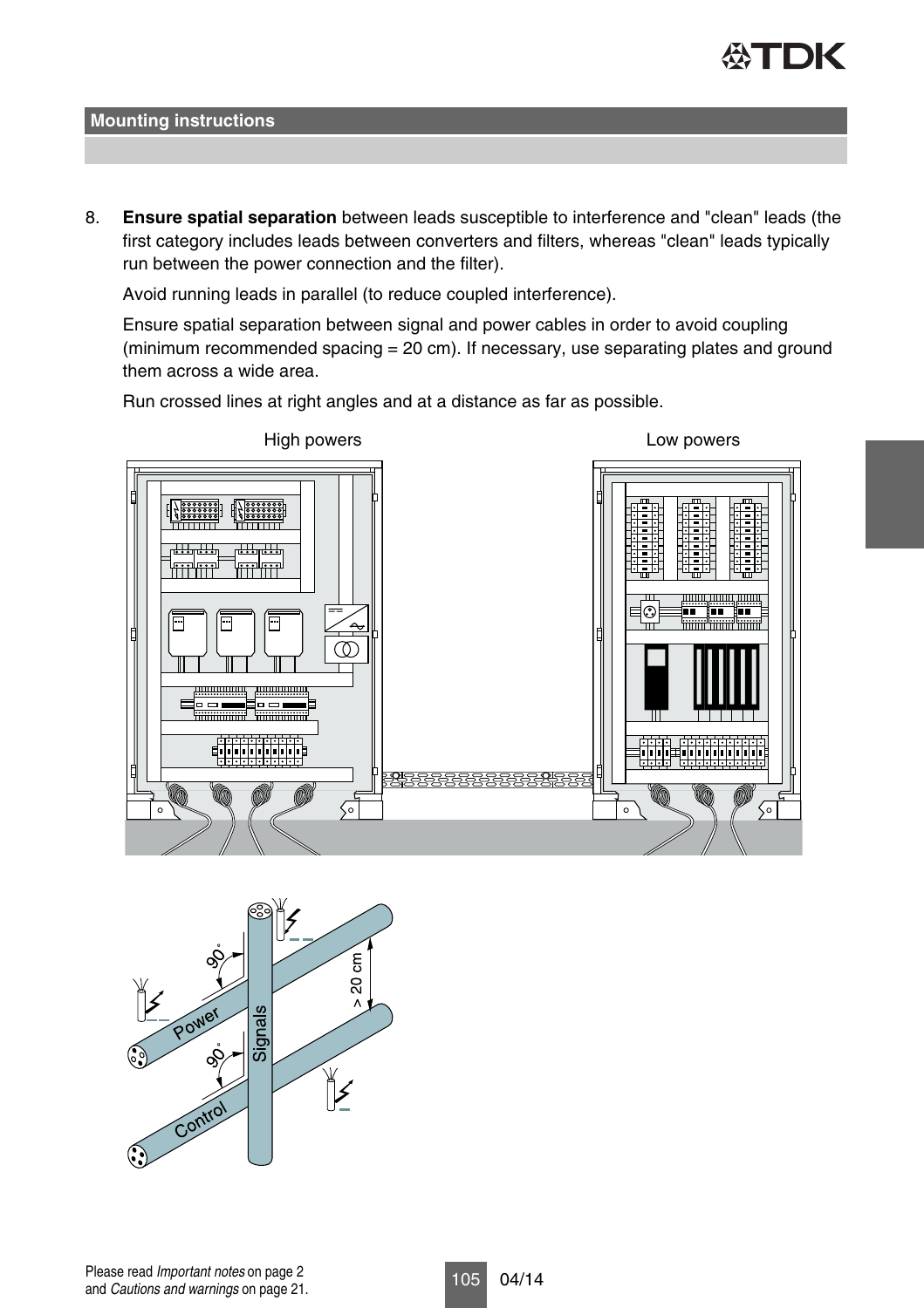## Mounting instructions

8. **Ensure spatial separation** between leads susceptible to interference and "clean" leads (the first category includes leads between converters and filters, whereas "clean" leads typically run between the power connection and the filter).

   Avoid running leads in parallel (to reduce coupled interference).

   Ensure spatial separation between signal and power cables in order to avoid coupling (minimum recommended spacing = 20 cm). If necessary, use separating plates and ground them across a wide area.

   Run crossed lines at right angles and at a distance as far as possible.

High powers

Low powers

90°

Power

Signals

> 20 cm

90°

Control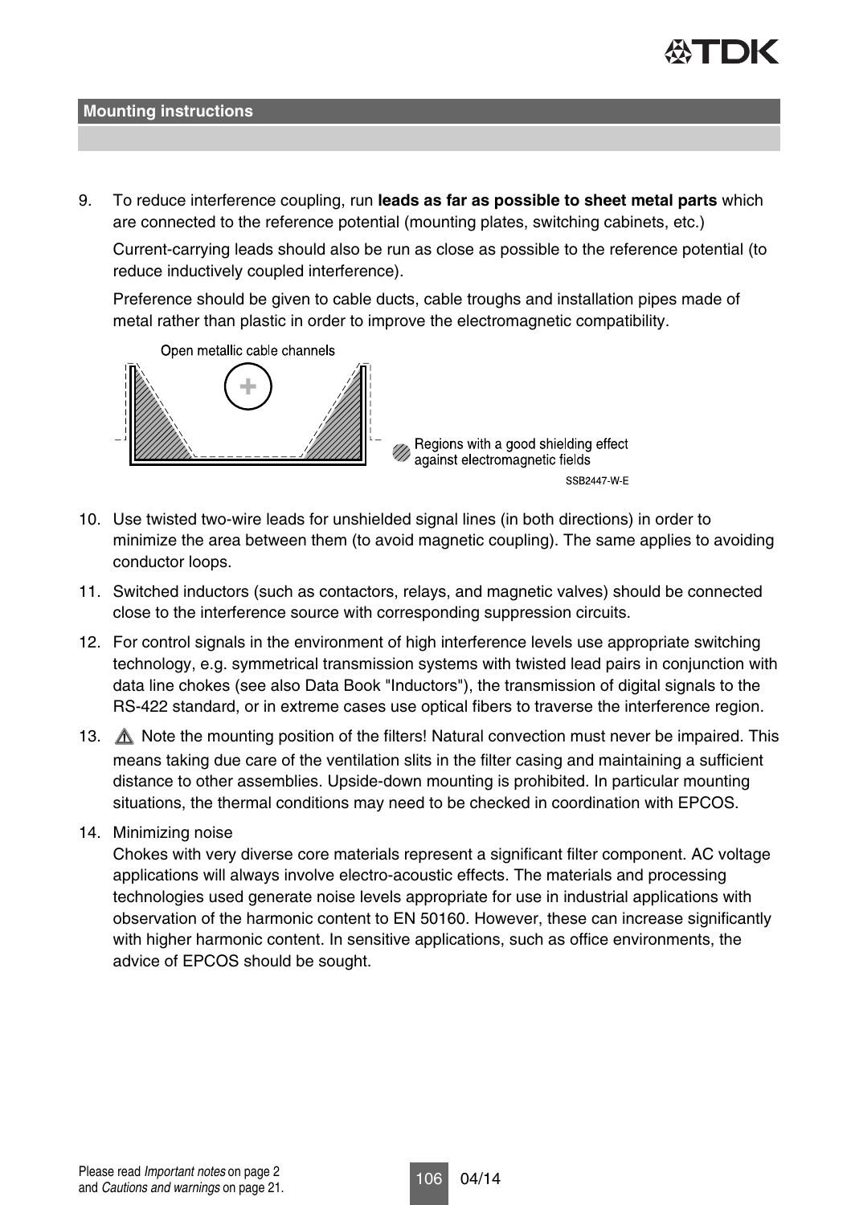## Mounting instructions

9. To reduce interference coupling, run **leads as far as possible to sheet metal parts** which are connected to the reference potential (mounting plates, switching cabinets, etc.)

   Current-carrying leads should also be run as close as possible to the reference potential (to reduce inductively coupled interference).

   Preference should be given to cable ducts, cable troughs and installation pipes made of metal rather than plastic in order to improve the electromagnetic compatibility.

   Open metallic cable channels

   Regions with a good shielding effect against electromagnetic fields

   SSB2447-W-E

10. Use twisted two-wire leads for unshielded signal lines (in both directions) in order to minimize the area between them (to avoid magnetic coupling). The same applies to avoiding conductor loops.
11. Switched inductors (such as contactors, relays, and magnetic valves) should be connected close to the interference source with corresponding suppression circuits.
12. For control signals in the environment of high interference levels use appropriate switching technology, e.g. symmetrical transmission systems with twisted lead pairs in conjunction with data line chokes (see also Data Book "Inductors"), the transmission of digital signals to the RS-422 standard, or in extreme cases use optical fibers to traverse the interference region.
13. ⚠ Note the mounting position of the filters! Natural convection must never be impaired. This means taking due care of the ventilation slits in the filter casing and maintaining a sufficient distance to other assemblies. Upside-down mounting is prohibited. In particular mounting situations, the thermal conditions may need to be checked in coordination with EPCOS.
14. Minimizing noise
    Chokes with very diverse core materials represent a significant filter component. AC voltage applications will always involve electro-acoustic effects. The materials and processing technologies used generate noise levels appropriate for use in industrial applications with observation of the harmonic content to EN 50160. However, these can increase significantly with higher harmonic content. In sensitive applications, such as office environments, the advice of EPCOS should be sought.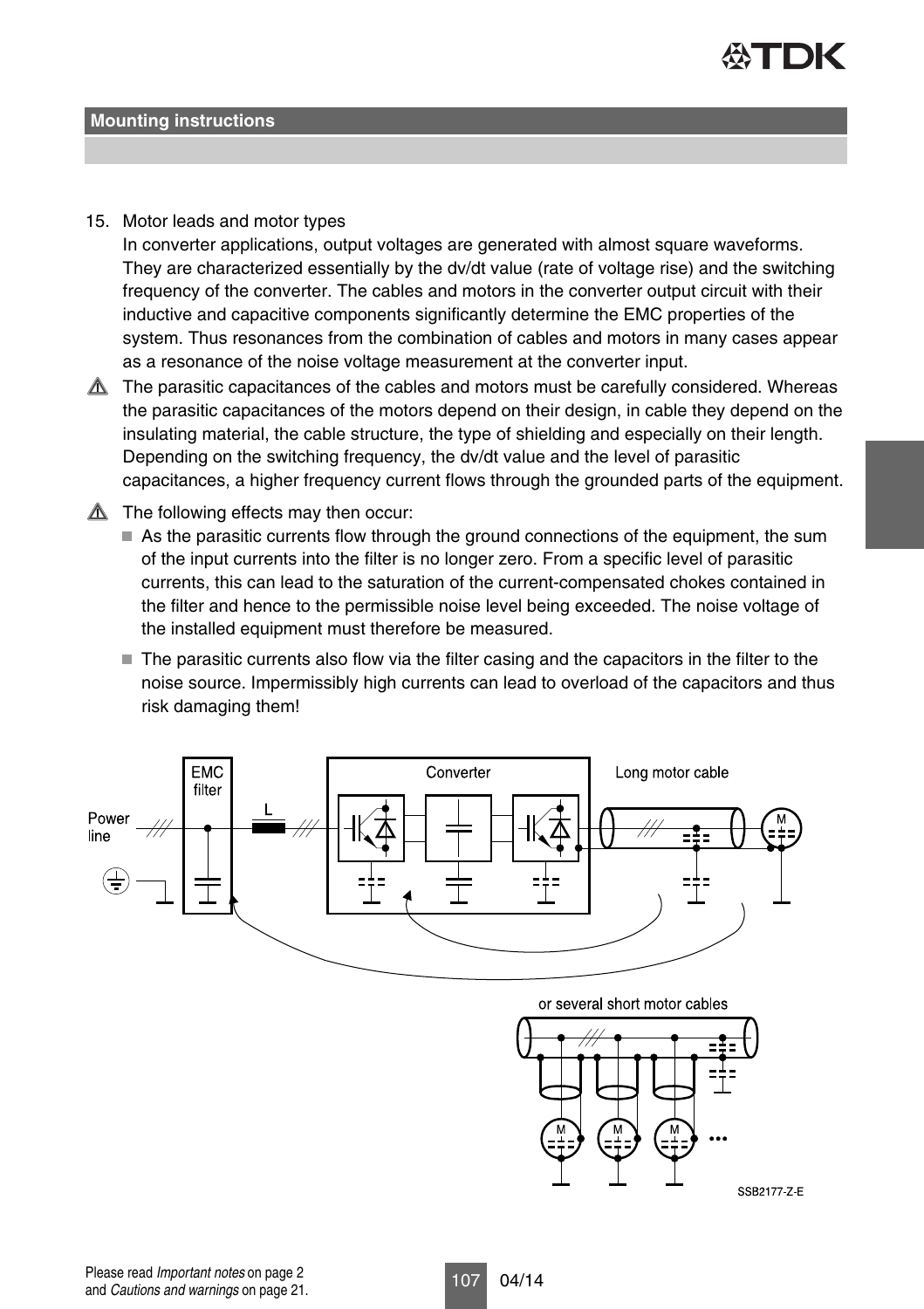## Mounting instructions

15. Motor leads and motor types

    In converter applications, output voltages are generated with almost square waveforms. They are characterized essentially by the dv/dt value (rate of voltage rise) and the switching frequency of the converter. The cables and motors in the converter output circuit with their inductive and capacitive components significantly determine the EMC properties of the system. Thus resonances from the combination of cables and motors in many cases appear as a resonance of the noise voltage measurement at the converter input.

⚠ The parasitic capacitances of the cables and motors must be carefully considered. Whereas the parasitic capacitances of the motors depend on their design, in cable they depend on the insulating material, the cable structure, the type of shielding and especially on their length. Depending on the switching frequency, the dv/dt value and the level of parasitic capacitances, a higher frequency current flows through the grounded parts of the equipment.

⚠ The following effects may then occur:

- As the parasitic currents flow through the ground connections of the equipment, the sum of the input currents into the filter is no longer zero. From a specific level of parasitic currents, this can lead to the saturation of the current-compensated chokes contained in the filter and hence to the permissible noise level being exceeded. The noise voltage of the installed equipment must therefore be measured.
- The parasitic currents also flow via the filter casing and the capacitors in the filter to the noise source. Impermissibly high currents can lead to overload of the capacitors and thus risk damaging them!

EMC filter

Power line

L

Converter

Long motor cable

M

or several short motor cables

M M M ...

SSB2177-Z-E